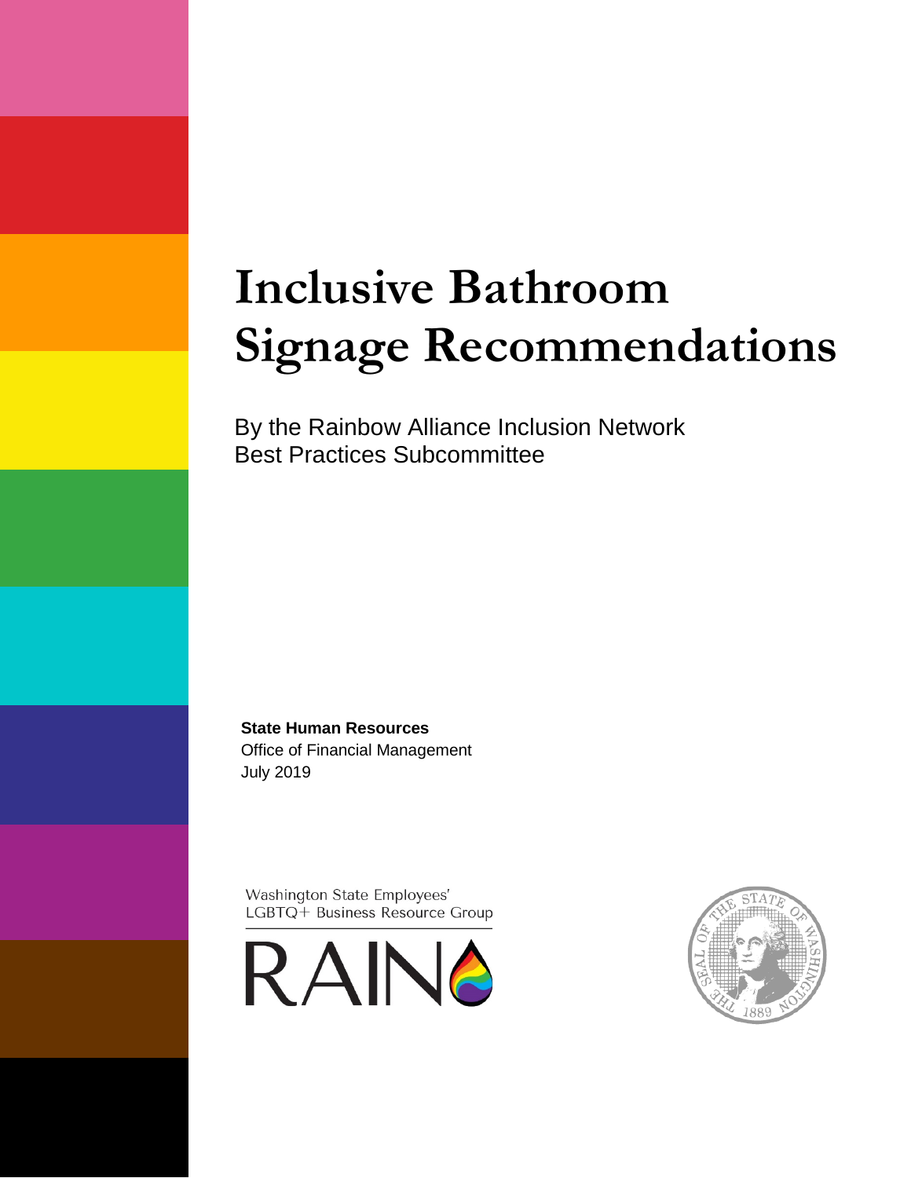# Inclusive Bathroom Signage Recommendations

By the Rainbow Alliance Inclusion Network
Best Practices Subcommittee

**State Human Resources**
Office of Financial Management
July 2019

Washington State Employees'
LGBTQ+ Business Resource Group

RAIN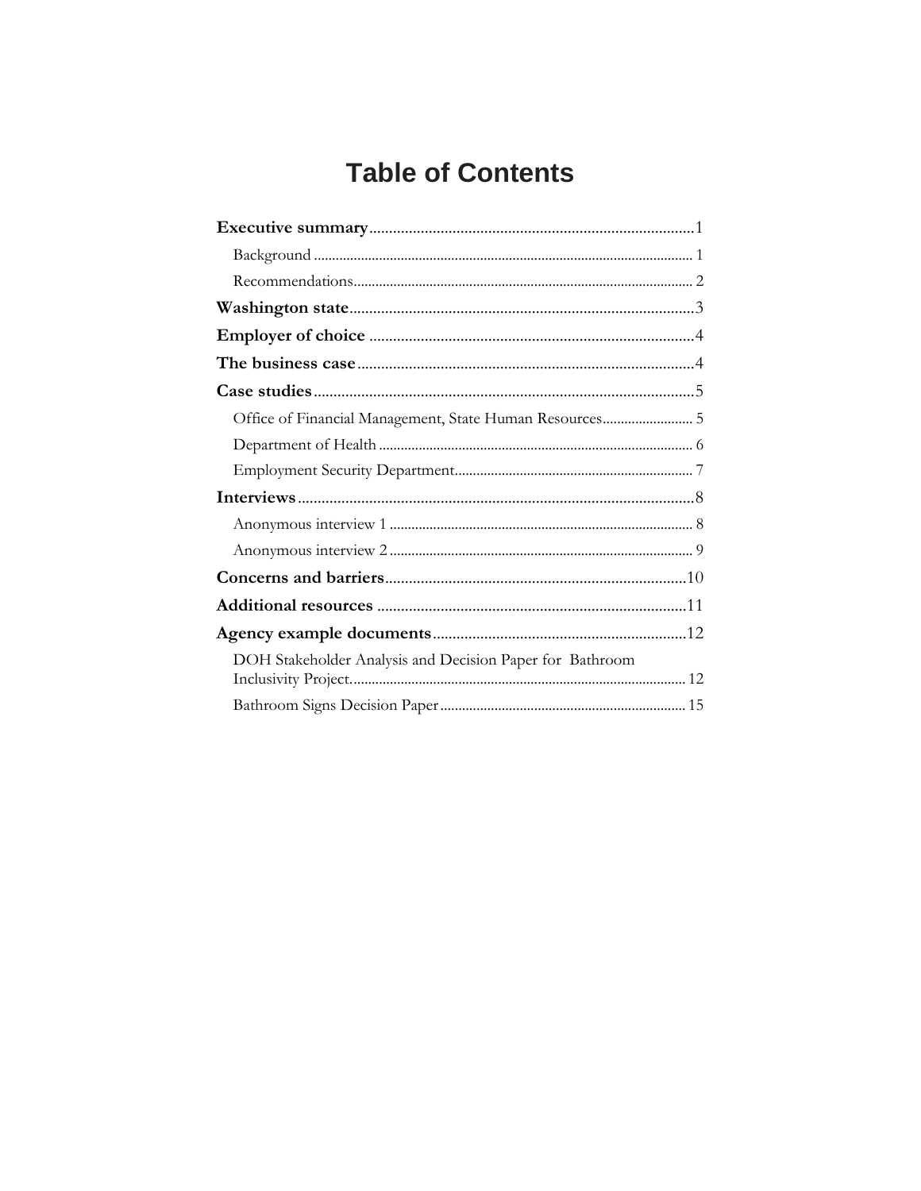# Table of Contents

**Executive summary**......................................................................1

Background ......................................................................................1

Recommendations.............................................................................2

**Washington state**........................................................................3

**Employer of choice** ....................................................................4

**The business case**......................................................................4

**Case studies**..............................................................................5

Office of Financial Management, State Human Resources..........................5

Department of Health .........................................................................6

Employment Security Department.........................................................7

**Interviews**.................................................................................8

Anonymous interview 1 ......................................................................8

Anonymous interview 2 ......................................................................9

**Concerns and barriers**...............................................................10

**Additional resources** ................................................................11

**Agency example documents**......................................................12

DOH Stakeholder Analysis and Decision Paper for Bathroom Inclusivity Project..........................................................................12

Bathroom Signs Decision Paper ........................................................15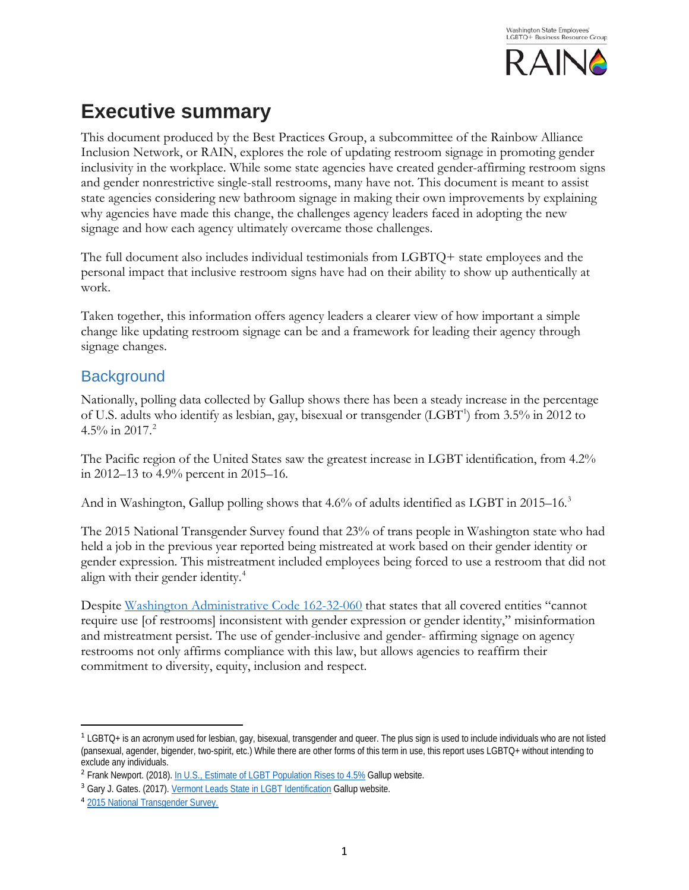# Executive summary

This document produced by the Best Practices Group, a subcommittee of the Rainbow Alliance Inclusion Network, or RAIN, explores the role of updating restroom signage in promoting gender inclusivity in the workplace. While some state agencies have created gender-affirming restroom signs and gender nonrestrictive single-stall restrooms, many have not. This document is meant to assist state agencies considering new bathroom signage in making their own improvements by explaining why agencies have made this change, the challenges agency leaders faced in adopting the new signage and how each agency ultimately overcame those challenges.

The full document also includes individual testimonials from LGBTQ+ state employees and the personal impact that inclusive restroom signs have had on their ability to show up authentically at work.

Taken together, this information offers agency leaders a clearer view of how important a simple change like updating restroom signage can be and a framework for leading their agency through signage changes.

## Background

Nationally, polling data collected by Gallup shows there has been a steady increase in the percentage of U.S. adults who identify as lesbian, gay, bisexual or transgender (LGBT[1]) from 3.5% in 2012 to 4.5% in 2017.[2]

The Pacific region of the United States saw the greatest increase in LGBT identification, from 4.2% in 2012–13 to 4.9% percent in 2015–16.

And in Washington, Gallup polling shows that 4.6% of adults identified as LGBT in 2015–16.[3]

The 2015 National Transgender Survey found that 23% of trans people in Washington state who had held a job in the previous year reported being mistreated at work based on their gender identity or gender expression. This mistreatment included employees being forced to use a restroom that did not align with their gender identity.[4]

Despite Washington Administrative Code 162-32-060 that states that all covered entities "cannot require use [of restrooms] inconsistent with gender expression or gender identity," misinformation and mistreatment persist. The use of gender-inclusive and gender- affirming signage on agency restrooms not only affirms compliance with this law, but allows agencies to reaffirm their commitment to diversity, equity, inclusion and respect.

---

[1] LGBTQ+ is an acronym used for lesbian, gay, bisexual, transgender and queer. The plus sign is used to include individuals who are not listed (pansexual, agender, bigender, two-spirit, etc.) While there are other forms of this term in use, this report uses LGBTQ+ without intending to exclude any individuals.

[2] Frank Newport. (2018). In U.S., Estimate of LGBT Population Rises to 4.5% Gallup website.

[3] Gary J. Gates. (2017). Vermont Leads State in LGBT Identification Gallup website.

[4] 2015 National Transgender Survey.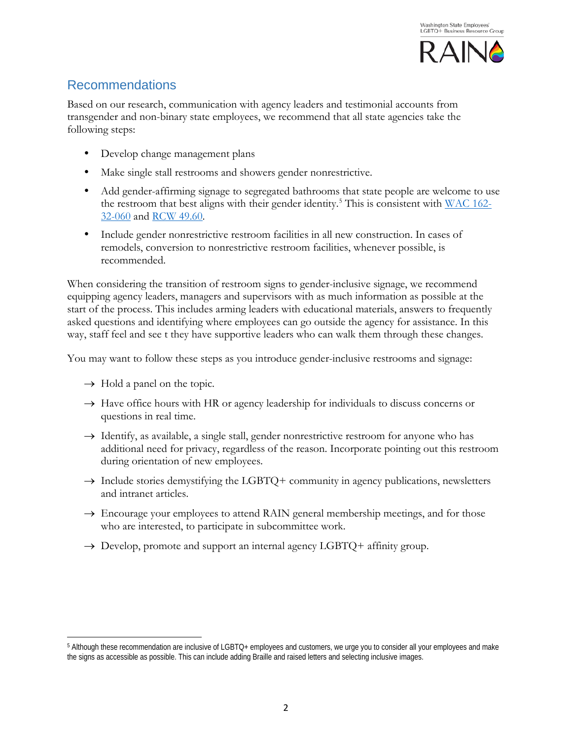## Recommendations

Based on our research, communication with agency leaders and testimonial accounts from transgender and non-binary state employees, we recommend that all state agencies take the following steps:

- Develop change management plans
- Make single stall restrooms and showers gender nonrestrictive.
- Add gender-affirming signage to segregated bathrooms that state people are welcome to use the restroom that best aligns with their gender identity.[5] This is consistent with [WAC 162-32-060](#) and [RCW 49.60](#).
- Include gender nonrestrictive restroom facilities in all new construction. In cases of remodels, conversion to nonrestrictive restroom facilities, whenever possible, is recommended.

When considering the transition of restroom signs to gender-inclusive signage, we recommend equipping agency leaders, managers and supervisors with as much information as possible at the start of the process. This includes arming leaders with educational materials, answers to frequently asked questions and identifying where employees can go outside the agency for assistance. In this way, staff feel and see t they have supportive leaders who can walk them through these changes.

You may want to follow these steps as you introduce gender-inclusive restrooms and signage:

→ Hold a panel on the topic.

→ Have office hours with HR or agency leadership for individuals to discuss concerns or questions in real time.

→ Identify, as available, a single stall, gender nonrestrictive restroom for anyone who has additional need for privacy, regardless of the reason. Incorporate pointing out this restroom during orientation of new employees.

→ Include stories demystifying the LGBTQ+ community in agency publications, newsletters and intranet articles.

→ Encourage your employees to attend RAIN general membership meetings, and for those who are interested, to participate in subcommittee work.

→ Develop, promote and support an internal agency LGBTQ+ affinity group.

---

[5] Although these recommendation are inclusive of LGBTQ+ employees and customers, we urge you to consider all your employees and make the signs as accessible as possible. This can include adding Braille and raised letters and selecting inclusive images.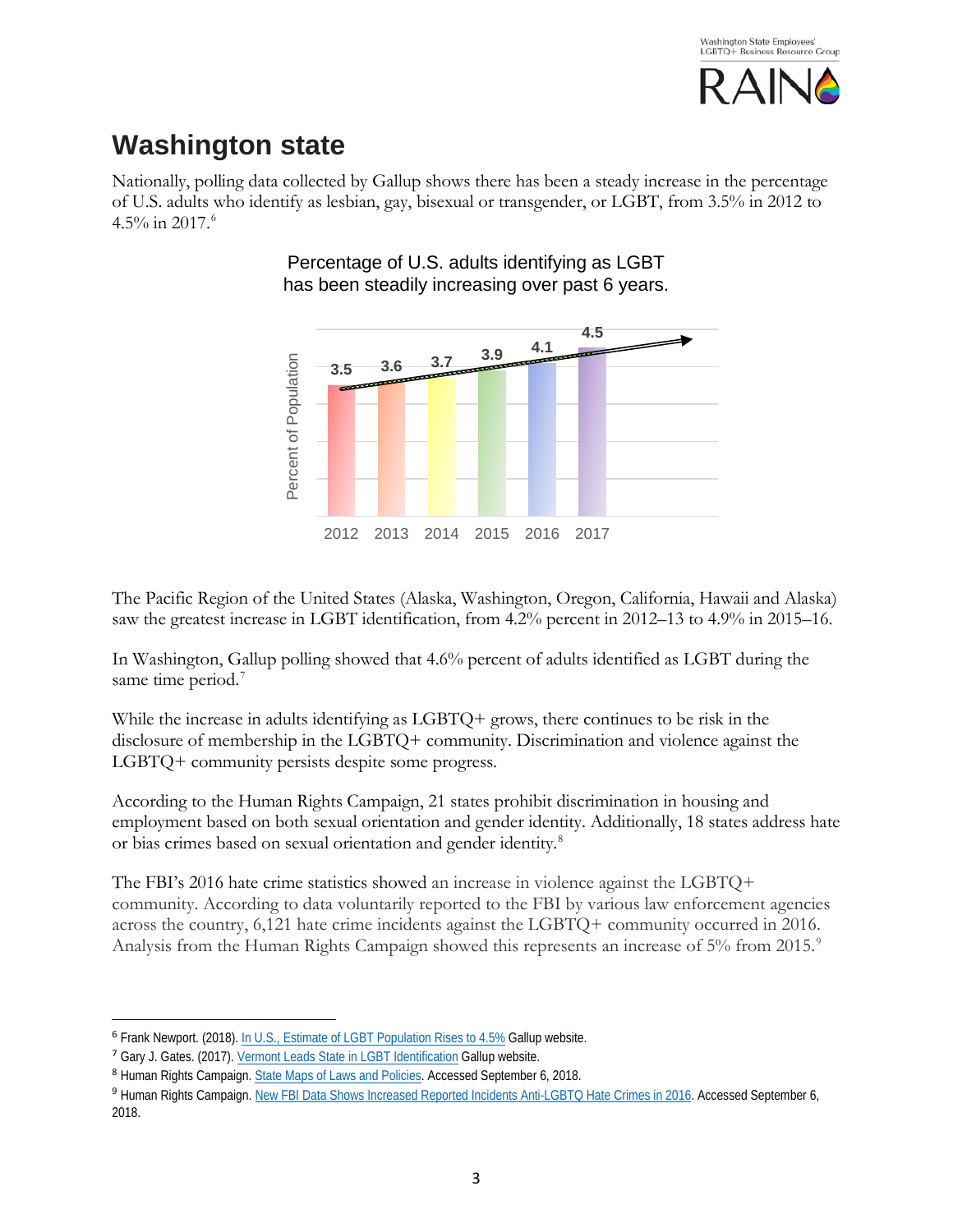# Washington state

Nationally, polling data collected by Gallup shows there has been a steady increase in the percentage of U.S. adults who identify as lesbian, gay, bisexual or transgender, or LGBT, from 3.5% in 2012 to 4.5% in 2017.[6]

Percentage of U.S. adults identifying as LGBT has been steadily increasing over past 6 years.

| Year | Percent of Population |
|---|---|
| 2012 | 3.5 |
| 2013 | 3.6 |
| 2014 | 3.7 |
| 2015 | 3.9 |
| 2016 | 4.1 |
| 2017 | 4.5 |

The Pacific Region of the United States (Alaska, Washington, Oregon, California, Hawaii and Alaska) saw the greatest increase in LGBT identification, from 4.2% percent in 2012–13 to 4.9% in 2015–16.

In Washington, Gallup polling showed that 4.6% percent of adults identified as LGBT during the same time period.[7]

While the increase in adults identifying as LGBTQ+ grows, there continues to be risk in the disclosure of membership in the LGBTQ+ community. Discrimination and violence against the LGBTQ+ community persists despite some progress.

According to the Human Rights Campaign, 21 states prohibit discrimination in housing and employment based on both sexual orientation and gender identity. Additionally, 18 states address hate or bias crimes based on sexual orientation and gender identity.[8]

The FBI's 2016 hate crime statistics showed an increase in violence against the LGBTQ+ community. According to data voluntarily reported to the FBI by various law enforcement agencies across the country, 6,121 hate crime incidents against the LGBTQ+ community occurred in 2016. Analysis from the Human Rights Campaign showed this represents an increase of 5% from 2015.[9]

---

[6] Frank Newport. (2018). In U.S., Estimate of LGBT Population Rises to 4.5% Gallup website.

[7] Gary J. Gates. (2017). Vermont Leads State in LGBT Identification Gallup website.

[8] Human Rights Campaign. State Maps of Laws and Policies. Accessed September 6, 2018.

[9] Human Rights Campaign. New FBI Data Shows Increased Reported Incidents Anti-LGBTQ Hate Crimes in 2016. Accessed September 6, 2018.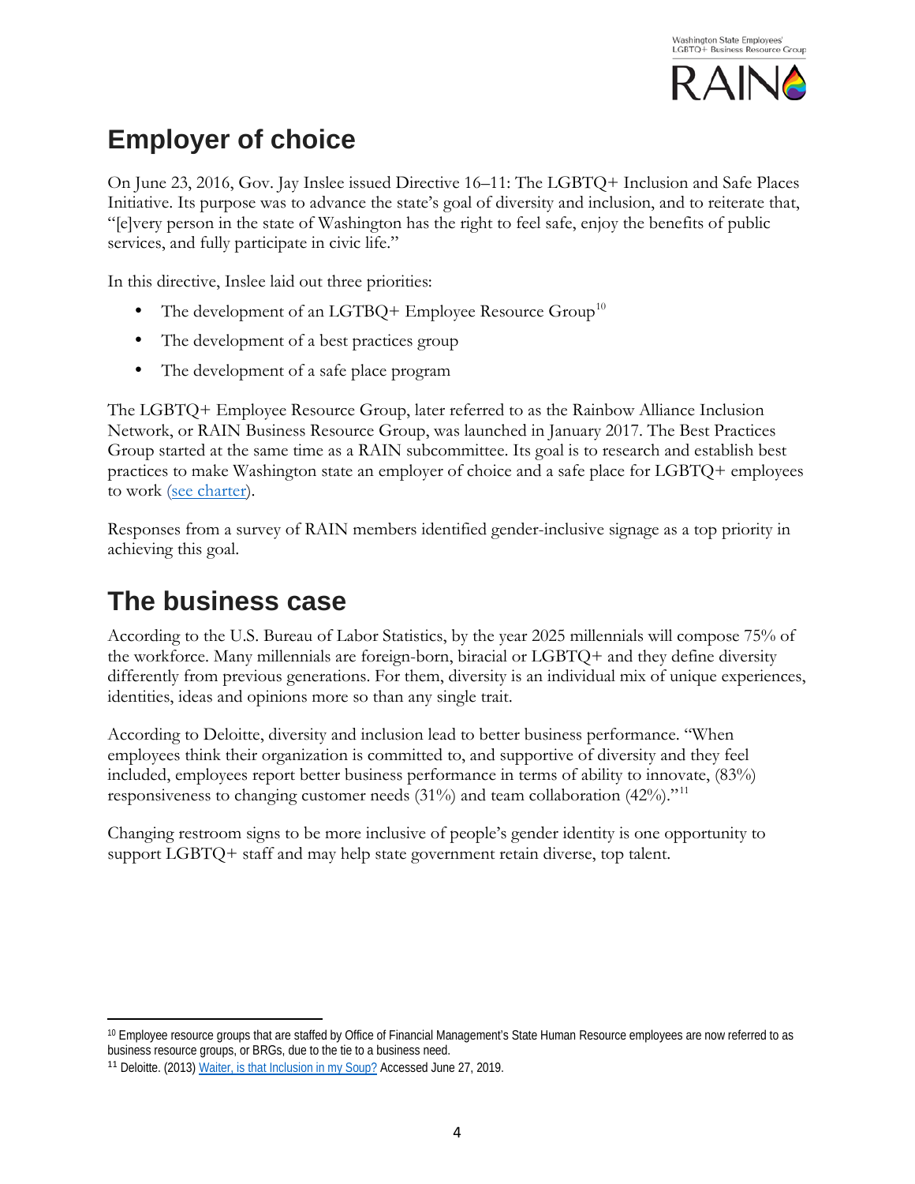## Employer of choice

On June 23, 2016, Gov. Jay Inslee issued Directive 16–11: The LGBTQ+ Inclusion and Safe Places Initiative. Its purpose was to advance the state's goal of diversity and inclusion, and to reiterate that, "[e]very person in the state of Washington has the right to feel safe, enjoy the benefits of public services, and fully participate in civic life."

In this directive, Inslee laid out three priorities:

- The development of an LGTBQ+ Employee Resource Group[10]
- The development of a best practices group
- The development of a safe place program

The LGBTQ+ Employee Resource Group, later referred to as the Rainbow Alliance Inclusion Network, or RAIN Business Resource Group, was launched in January 2017. The Best Practices Group started at the same time as a RAIN subcommittee. Its goal is to research and establish best practices to make Washington state an employer of choice and a safe place for LGBTQ+ employees to work (see charter).

Responses from a survey of RAIN members identified gender-inclusive signage as a top priority in achieving this goal.

## The business case

According to the U.S. Bureau of Labor Statistics, by the year 2025 millennials will compose 75% of the workforce. Many millennials are foreign-born, biracial or LGBTQ+ and they define diversity differently from previous generations. For them, diversity is an individual mix of unique experiences, identities, ideas and opinions more so than any single trait.

According to Deloitte, diversity and inclusion lead to better business performance. "When employees think their organization is committed to, and supportive of diversity and they feel included, employees report better business performance in terms of ability to innovate, (83%) responsiveness to changing customer needs (31%) and team collaboration (42%)."[11]

Changing restroom signs to be more inclusive of people's gender identity is one opportunity to support LGBTQ+ staff and may help state government retain diverse, top talent.

---

[10] Employee resource groups that are staffed by Office of Financial Management's State Human Resource employees are now referred to as business resource groups, or BRGs, due to the tie to a business need.

[11] Deloitte. (2013) Waiter, is that Inclusion in my Soup? Accessed June 27, 2019.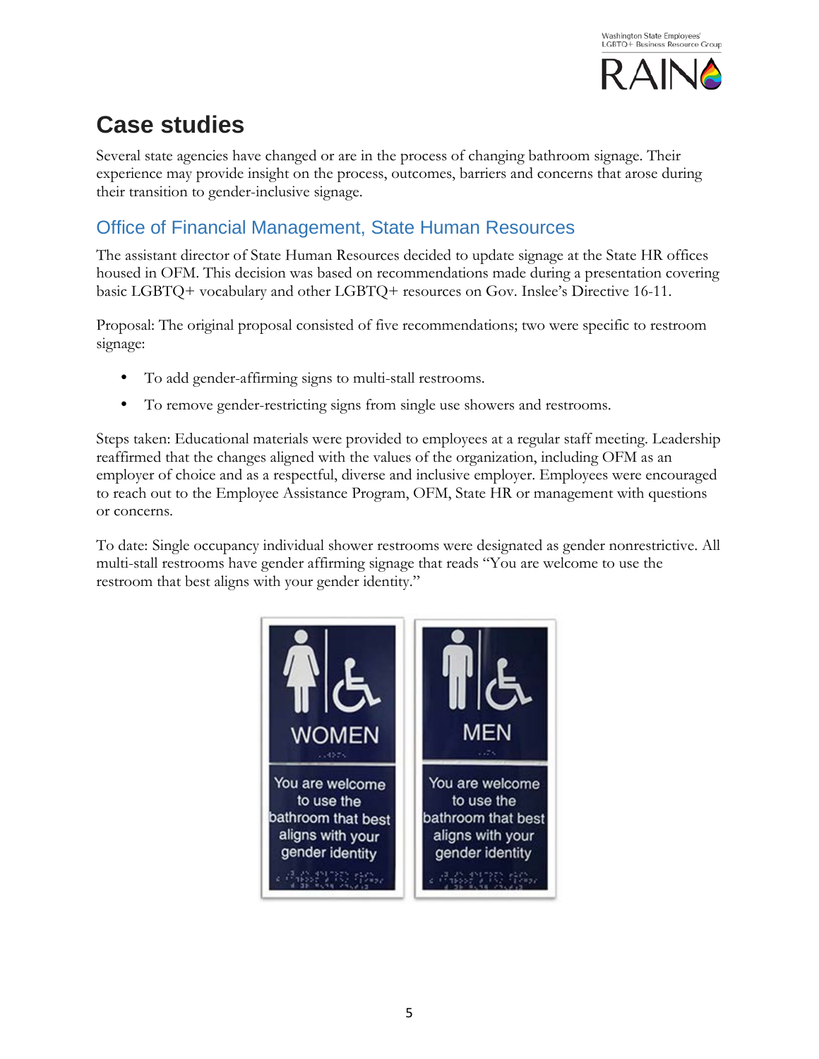# Case studies

Several state agencies have changed or are in the process of changing bathroom signage. Their experience may provide insight on the process, outcomes, barriers and concerns that arose during their transition to gender-inclusive signage.

## Office of Financial Management, State Human Resources

The assistant director of State Human Resources decided to update signage at the State HR offices housed in OFM. This decision was based on recommendations made during a presentation covering basic LGBTQ+ vocabulary and other LGBTQ+ resources on Gov. Inslee's Directive 16-11.

Proposal: The original proposal consisted of five recommendations; two were specific to restroom signage:

- To add gender-affirming signs to multi-stall restrooms.
- To remove gender-restricting signs from single use showers and restrooms.

Steps taken: Educational materials were provided to employees at a regular staff meeting. Leadership reaffirmed that the changes aligned with the values of the organization, including OFM as an employer of choice and as a respectful, diverse and inclusive employer. Employees were encouraged to reach out to the Employee Assistance Program, OFM, State HR or management with questions or concerns.

To date: Single occupancy individual shower restrooms were designated as gender nonrestrictive. All multi-stall restrooms have gender affirming signage that reads "You are welcome to use the restroom that best aligns with your gender identity."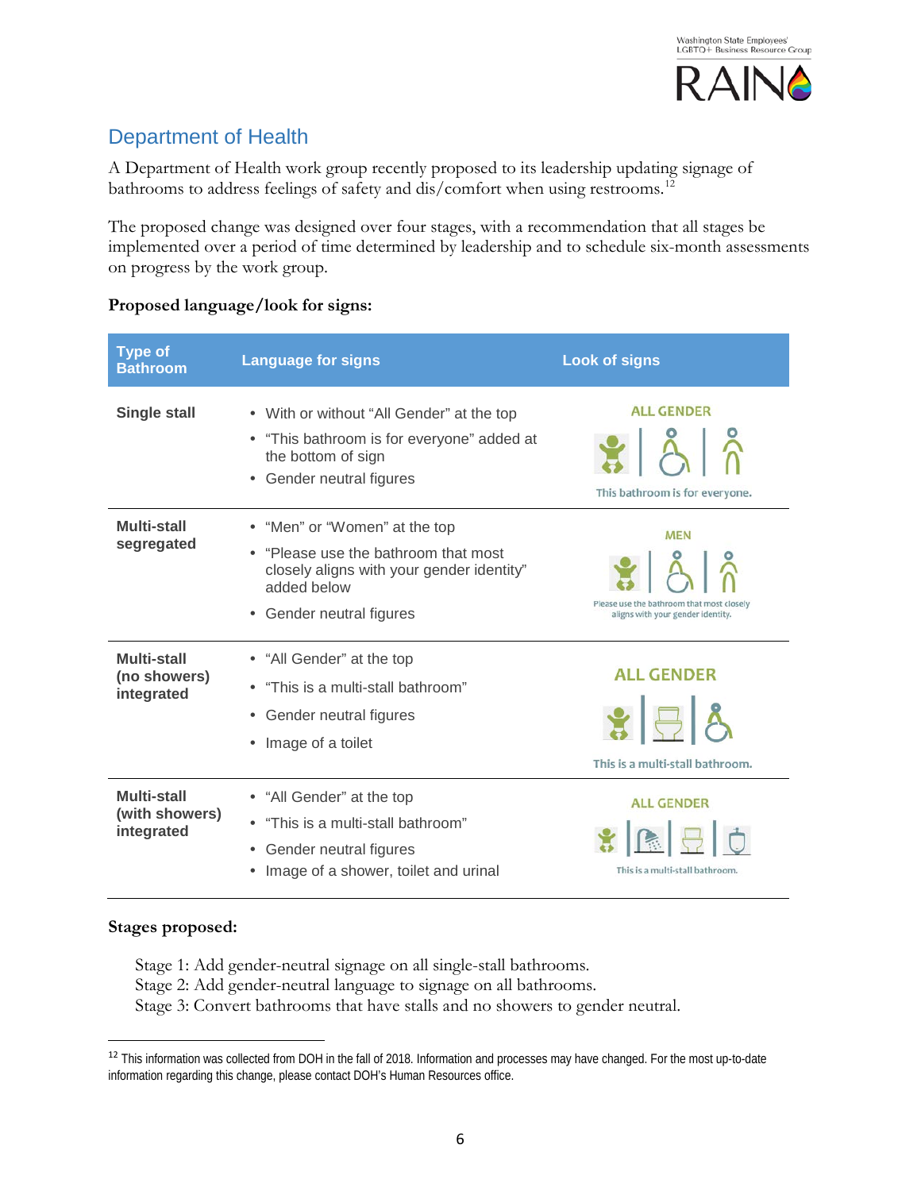## Department of Health

A Department of Health work group recently proposed to its leadership updating signage of bathrooms to address feelings of safety and dis/comfort when using restrooms.[12]

The proposed change was designed over four stages, with a recommendation that all stages be implemented over a period of time determined by leadership and to schedule six-month assessments on progress by the work group.

**Proposed language/look for signs:**

| Type of Bathroom | Language for signs | Look of signs |
|---|---|---|
| **Single stall** | • With or without "All Gender" at the top<br>• "This bathroom is for everyone" added at the bottom of sign<br>• Gender neutral figures | ALL GENDER<br>This bathroom is for everyone. |
| **Multi-stall segregated** | • "Men" or "Women" at the top<br>• "Please use the bathroom that most closely aligns with your gender identity" added below<br>• Gender neutral figures | MEN<br>Please use the bathroom that most closely aligns with your gender identity. |
| **Multi-stall (no showers) integrated** | • "All Gender" at the top<br>• "This is a multi-stall bathroom"<br>• Gender neutral figures<br>• Image of a toilet | ALL GENDER<br>This is a multi-stall bathroom. |
| **Multi-stall (with showers) integrated** | • "All Gender" at the top<br>• "This is a multi-stall bathroom"<br>• Gender neutral figures<br>• Image of a shower, toilet and urinal | ALL GENDER<br>This is a multi-stall bathroom. |

**Stages proposed:**

Stage 1: Add gender-neutral signage on all single-stall bathrooms.
Stage 2: Add gender-neutral language to signage on all bathrooms.
Stage 3: Convert bathrooms that have stalls and no showers to gender neutral.

[12] This information was collected from DOH in the fall of 2018. Information and processes may have changed. For the most up-to-date information regarding this change, please contact DOH's Human Resources office.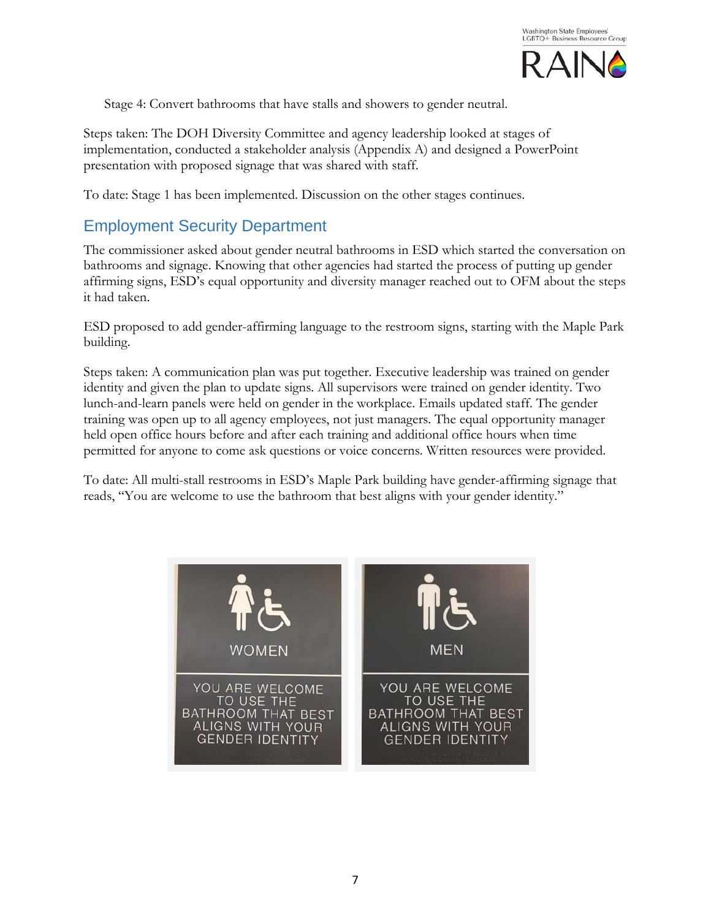Stage 4: Convert bathrooms that have stalls and showers to gender neutral.

Steps taken: The DOH Diversity Committee and agency leadership looked at stages of implementation, conducted a stakeholder analysis (Appendix A) and designed a PowerPoint presentation with proposed signage that was shared with staff.

To date: Stage 1 has been implemented. Discussion on the other stages continues.

## Employment Security Department

The commissioner asked about gender neutral bathrooms in ESD which started the conversation on bathrooms and signage. Knowing that other agencies had started the process of putting up gender affirming signs, ESD's equal opportunity and diversity manager reached out to OFM about the steps it had taken.

ESD proposed to add gender-affirming language to the restroom signs, starting with the Maple Park building.

Steps taken: A communication plan was put together. Executive leadership was trained on gender identity and given the plan to update signs. All supervisors were trained on gender identity. Two lunch-and-learn panels were held on gender in the workplace. Emails updated staff. The gender training was open up to all agency employees, not just managers. The equal opportunity manager held open office hours before and after each training and additional office hours when time permitted for anyone to come ask questions or voice concerns. Written resources were provided.

To date: All multi-stall restrooms in ESD's Maple Park building have gender-affirming signage that reads, "You are welcome to use the bathroom that best aligns with your gender identity."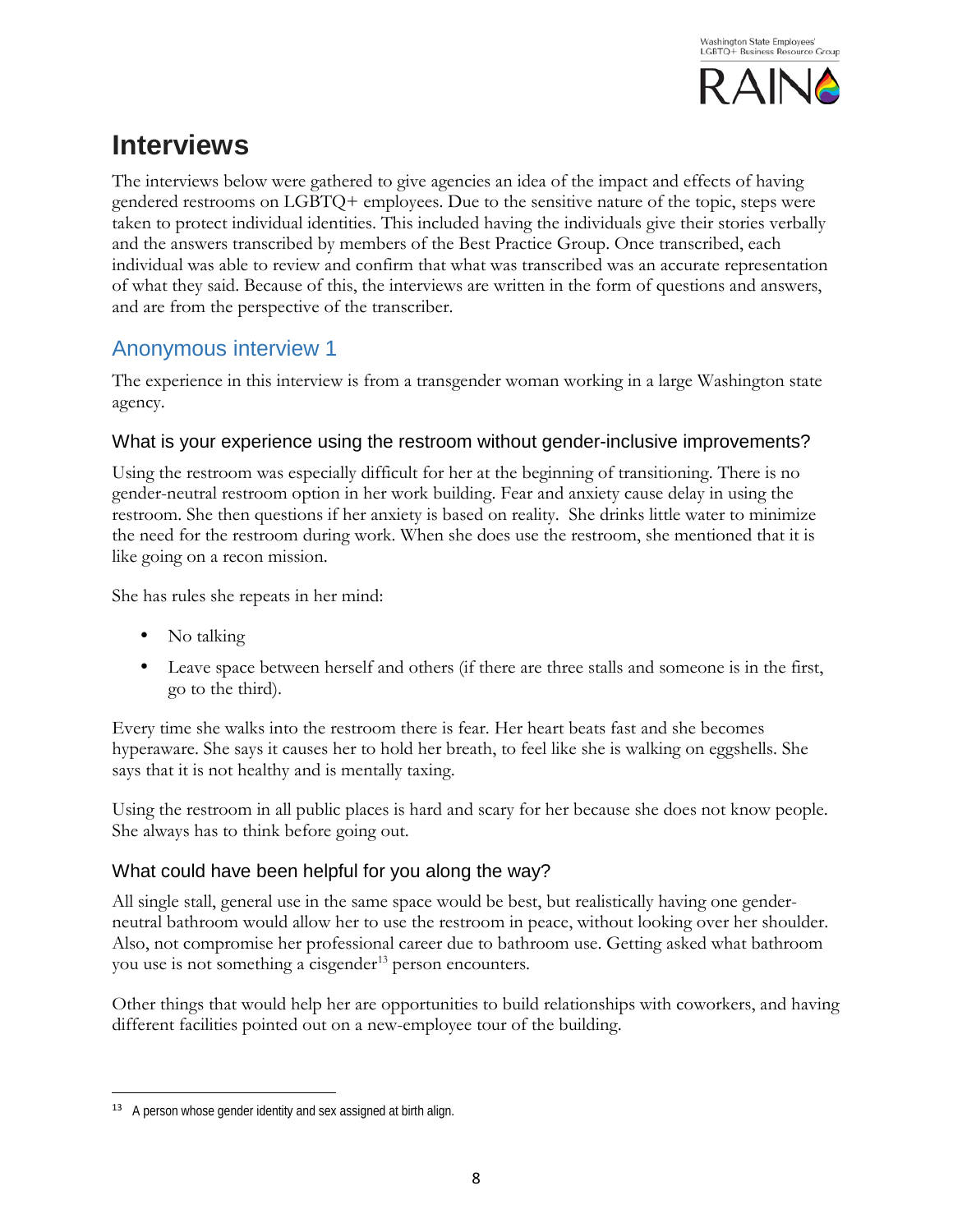# Interviews

The interviews below were gathered to give agencies an idea of the impact and effects of having gendered restrooms on LGBTQ+ employees. Due to the sensitive nature of the topic, steps were taken to protect individual identities. This included having the individuals give their stories verbally and the answers transcribed by members of the Best Practice Group. Once transcribed, each individual was able to review and confirm that what was transcribed was an accurate representation of what they said. Because of this, the interviews are written in the form of questions and answers, and are from the perspective of the transcriber.

## Anonymous interview 1

The experience in this interview is from a transgender woman working in a large Washington state agency.

### What is your experience using the restroom without gender-inclusive improvements?

Using the restroom was especially difficult for her at the beginning of transitioning. There is no gender-neutral restroom option in her work building. Fear and anxiety cause delay in using the restroom. She then questions if her anxiety is based on reality. She drinks little water to minimize the need for the restroom during work. When she does use the restroom, she mentioned that it is like going on a recon mission.

She has rules she repeats in her mind:

- No talking
- Leave space between herself and others (if there are three stalls and someone is in the first, go to the third).

Every time she walks into the restroom there is fear. Her heart beats fast and she becomes hyperaware. She says it causes her to hold her breath, to feel like she is walking on eggshells. She says that it is not healthy and is mentally taxing.

Using the restroom in all public places is hard and scary for her because she does not know people. She always has to think before going out.

### What could have been helpful for you along the way?

All single stall, general use in the same space would be best, but realistically having one gender-neutral bathroom would allow her to use the restroom in peace, without looking over her shoulder. Also, not compromise her professional career due to bathroom use. Getting asked what bathroom you use is not something a cisgender[13] person encounters.

Other things that would help her are opportunities to build relationships with coworkers, and having different facilities pointed out on a new-employee tour of the building.

[13] A person whose gender identity and sex assigned at birth align.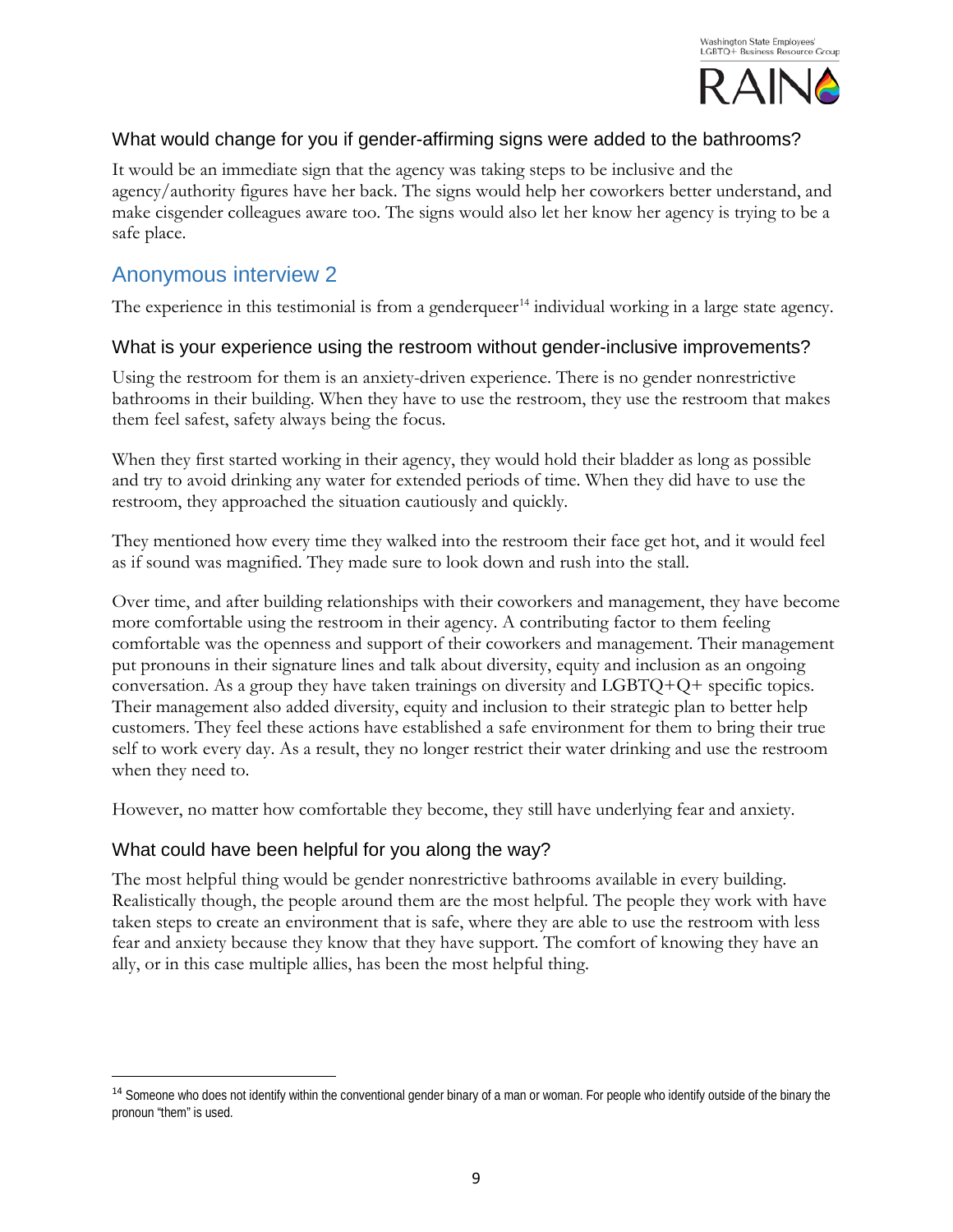### What would change for you if gender-affirming signs were added to the bathrooms?

It would be an immediate sign that the agency was taking steps to be inclusive and the agency/authority figures have her back. The signs would help her coworkers better understand, and make cisgender colleagues aware too. The signs would also let her know her agency is trying to be a safe place.

## Anonymous interview 2

The experience in this testimonial is from a genderqueer[14] individual working in a large state agency.

### What is your experience using the restroom without gender-inclusive improvements?

Using the restroom for them is an anxiety-driven experience. There is no gender nonrestrictive bathrooms in their building. When they have to use the restroom, they use the restroom that makes them feel safest, safety always being the focus.

When they first started working in their agency, they would hold their bladder as long as possible and try to avoid drinking any water for extended periods of time. When they did have to use the restroom, they approached the situation cautiously and quickly.

They mentioned how every time they walked into the restroom their face get hot, and it would feel as if sound was magnified. They made sure to look down and rush into the stall.

Over time, and after building relationships with their coworkers and management, they have become more comfortable using the restroom in their agency. A contributing factor to them feeling comfortable was the openness and support of their coworkers and management. Their management put pronouns in their signature lines and talk about diversity, equity and inclusion as an ongoing conversation. As a group they have taken trainings on diversity and LGBTQ+Q+ specific topics. Their management also added diversity, equity and inclusion to their strategic plan to better help customers. They feel these actions have established a safe environment for them to bring their true self to work every day. As a result, they no longer restrict their water drinking and use the restroom when they need to.

However, no matter how comfortable they become, they still have underlying fear and anxiety.

### What could have been helpful for you along the way?

The most helpful thing would be gender nonrestrictive bathrooms available in every building. Realistically though, the people around them are the most helpful. The people they work with have taken steps to create an environment that is safe, where they are able to use the restroom with less fear and anxiety because they know that they have support. The comfort of knowing they have an ally, or in this case multiple allies, has been the most helpful thing.

---

[14] Someone who does not identify within the conventional gender binary of a man or woman. For people who identify outside of the binary the pronoun "them" is used.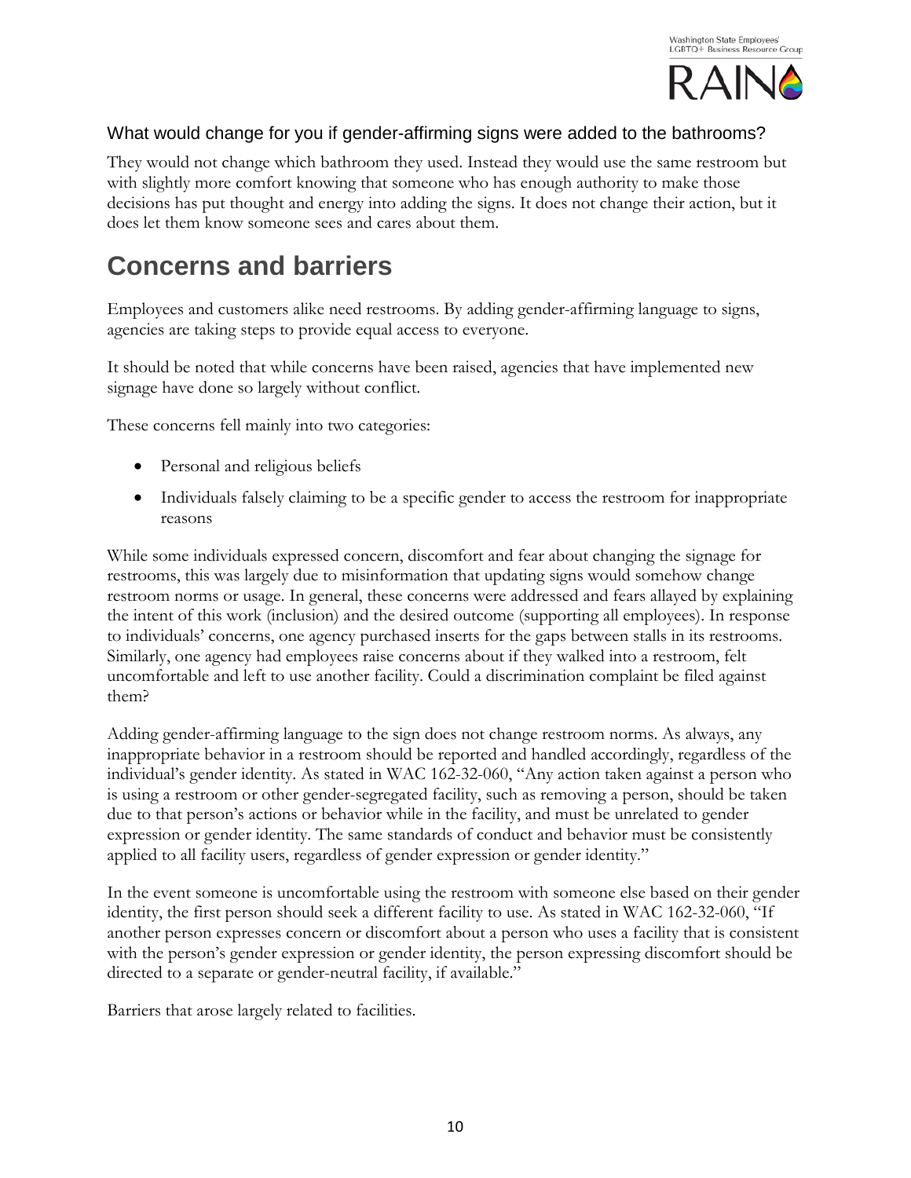### What would change for you if gender-affirming signs were added to the bathrooms?

They would not change which bathroom they used. Instead they would use the same restroom but with slightly more comfort knowing that someone who has enough authority to make those decisions has put thought and energy into adding the signs. It does not change their action, but it does let them know someone sees and cares about them.

## Concerns and barriers

Employees and customers alike need restrooms. By adding gender-affirming language to signs, agencies are taking steps to provide equal access to everyone.

It should be noted that while concerns have been raised, agencies that have implemented new signage have done so largely without conflict.

These concerns fell mainly into two categories:

- Personal and religious beliefs
- Individuals falsely claiming to be a specific gender to access the restroom for inappropriate reasons

While some individuals expressed concern, discomfort and fear about changing the signage for restrooms, this was largely due to misinformation that updating signs would somehow change restroom norms or usage. In general, these concerns were addressed and fears allayed by explaining the intent of this work (inclusion) and the desired outcome (supporting all employees). In response to individuals' concerns, one agency purchased inserts for the gaps between stalls in its restrooms. Similarly, one agency had employees raise concerns about if they walked into a restroom, felt uncomfortable and left to use another facility. Could a discrimination complaint be filed against them?

Adding gender-affirming language to the sign does not change restroom norms. As always, any inappropriate behavior in a restroom should be reported and handled accordingly, regardless of the individual's gender identity. As stated in WAC 162-32-060, "Any action taken against a person who is using a restroom or other gender-segregated facility, such as removing a person, should be taken due to that person's actions or behavior while in the facility, and must be unrelated to gender expression or gender identity. The same standards of conduct and behavior must be consistently applied to all facility users, regardless of gender expression or gender identity."

In the event someone is uncomfortable using the restroom with someone else based on their gender identity, the first person should seek a different facility to use. As stated in WAC 162-32-060, "If another person expresses concern or discomfort about a person who uses a facility that is consistent with the person's gender expression or gender identity, the person expressing discomfort should be directed to a separate or gender-neutral facility, if available."

Barriers that arose largely related to facilities.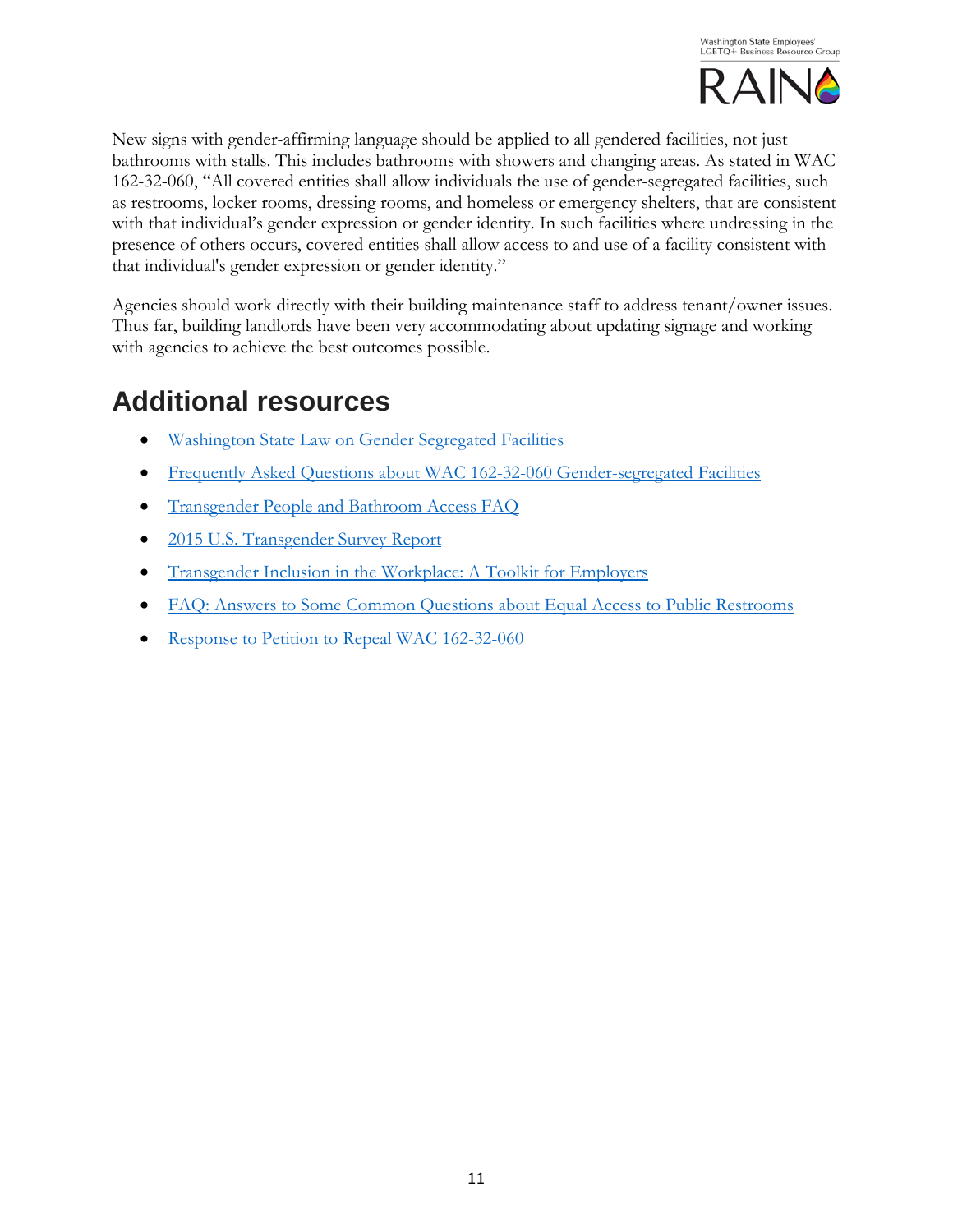New signs with gender-affirming language should be applied to all gendered facilities, not just bathrooms with stalls. This includes bathrooms with showers and changing areas. As stated in WAC 162-32-060, "All covered entities shall allow individuals the use of gender-segregated facilities, such as restrooms, locker rooms, dressing rooms, and homeless or emergency shelters, that are consistent with that individual's gender expression or gender identity. In such facilities where undressing in the presence of others occurs, covered entities shall allow access to and use of a facility consistent with that individual's gender expression or gender identity."

Agencies should work directly with their building maintenance staff to address tenant/owner issues. Thus far, building landlords have been very accommodating about updating signage and working with agencies to achieve the best outcomes possible.

## Additional resources

- Washington State Law on Gender Segregated Facilities
- Frequently Asked Questions about WAC 162-32-060 Gender-segregated Facilities
- Transgender People and Bathroom Access FAQ
- 2015 U.S. Transgender Survey Report
- Transgender Inclusion in the Workplace: A Toolkit for Employers
- FAQ: Answers to Some Common Questions about Equal Access to Public Restrooms
- Response to Petition to Repeal WAC 162-32-060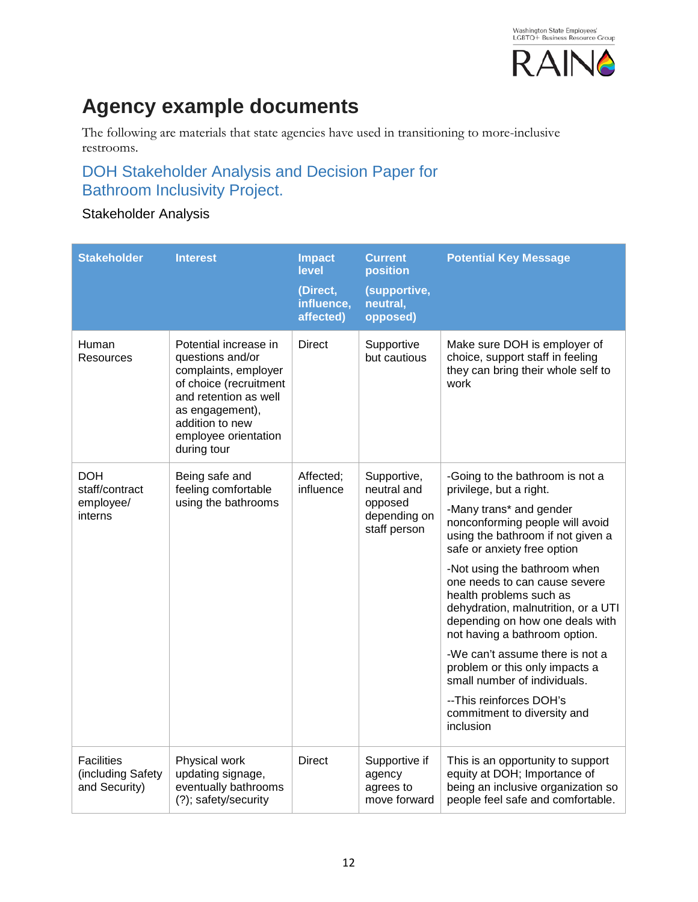# Agency example documents

The following are materials that state agencies have used in transitioning to more-inclusive restrooms.

## DOH Stakeholder Analysis and Decision Paper for Bathroom Inclusivity Project.

Stakeholder Analysis

| Stakeholder | Interest | Impact level (Direct, influence, affected) | Current position (supportive, neutral, opposed) | Potential Key Message |
|---|---|---|---|---|
| Human Resources | Potential increase in questions and/or complaints, employer of choice (recruitment and retention as well as engagement), addition to new employee orientation during tour | Direct | Supportive but cautious | Make sure DOH is employer of choice, support staff in feeling they can bring their whole self to work |
| DOH staff/contract employee/ interns | Being safe and feeling comfortable using the bathrooms | Affected; influence | Supportive, neutral and opposed depending on staff person | -Going to the bathroom is not a privilege, but a right.<br>-Many trans* and gender nonconforming people will avoid using the bathroom if not given a safe or anxiety free option<br>-Not using the bathroom when one needs to can cause severe health problems such as dehydration, malnutrition, or a UTI depending on how one deals with not having a bathroom option.<br>-We can't assume there is not a problem or this only impacts a small number of individuals.<br>--This reinforces DOH's commitment to diversity and inclusion |
| Facilities (including Safety and Security) | Physical work updating signage, eventually bathrooms (?); safety/security | Direct | Supportive if agency agrees to move forward | This is an opportunity to support equity at DOH; Importance of being an inclusive organization so people feel safe and comfortable. |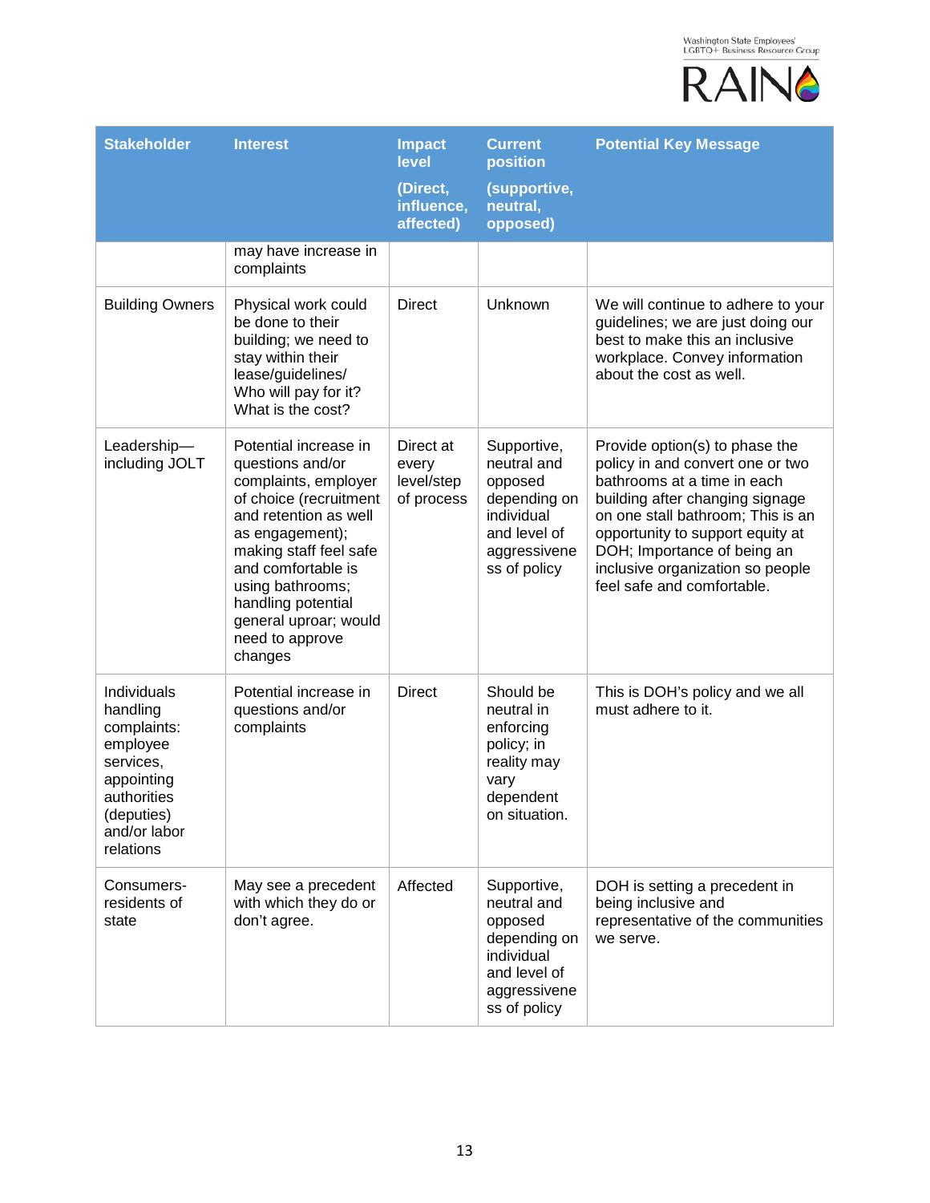| Stakeholder | Interest | Impact level (Direct, influence, affected) | Current position (supportive, neutral, opposed) | Potential Key Message |
|---|---|---|---|---|
| | may have increase in complaints | | | |
| Building Owners | Physical work could be done to their building; we need to stay within their lease/guidelines/ Who will pay for it? What is the cost? | Direct | Unknown | We will continue to adhere to your guidelines; we are just doing our best to make this an inclusive workplace. Convey information about the cost as well. |
| Leadership—including JOLT | Potential increase in questions and/or complaints, employer of choice (recruitment and retention as well as engagement); making staff feel safe and comfortable is using bathrooms; handling potential general uproar; would need to approve changes | Direct at every level/step of process | Supportive, neutral and opposed depending on individual and level of aggressiveness of policy | Provide option(s) to phase the policy in and convert one or two bathrooms at a time in each building after changing signage on one stall bathroom; This is an opportunity to support equity at DOH; Importance of being an inclusive organization so people feel safe and comfortable. |
| Individuals handling complaints: employee services, appointing authorities (deputies) and/or labor relations | Potential increase in questions and/or complaints | Direct | Should be neutral in enforcing policy; in reality may vary dependent on situation. | This is DOH's policy and we all must adhere to it. |
| Consumers-residents of state | May see a precedent with which they do or don't agree. | Affected | Supportive, neutral and opposed depending on individual and level of aggressiveness of policy | DOH is setting a precedent in being inclusive and representative of the communities we serve. |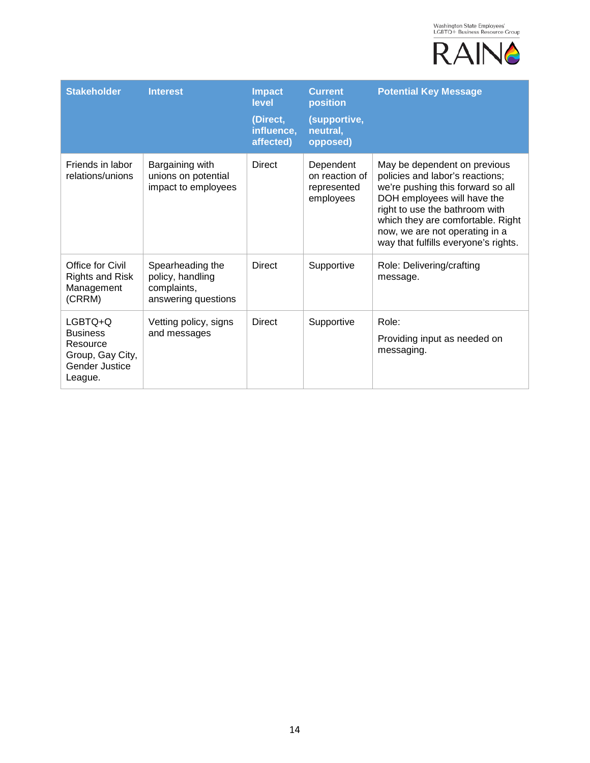| Stakeholder | Interest | Impact level (Direct, influence, affected) | Current position (supportive, neutral, opposed) | Potential Key Message |
|---|---|---|---|---|
| Friends in labor relations/unions | Bargaining with unions on potential impact to employees | Direct | Dependent on reaction of represented employees | May be dependent on previous policies and labor's reactions; we're pushing this forward so all DOH employees will have the right to use the bathroom with which they are comfortable. Right now, we are not operating in a way that fulfills everyone's rights. |
| Office for Civil Rights and Risk Management (CRRM) | Spearheading the policy, handling complaints, answering questions | Direct | Supportive | Role: Delivering/crafting message. |
| LGBTQ+Q Business Resource Group, Gay City, Gender Justice League. | Vetting policy, signs and messages | Direct | Supportive | Role: Providing input as needed on messaging. |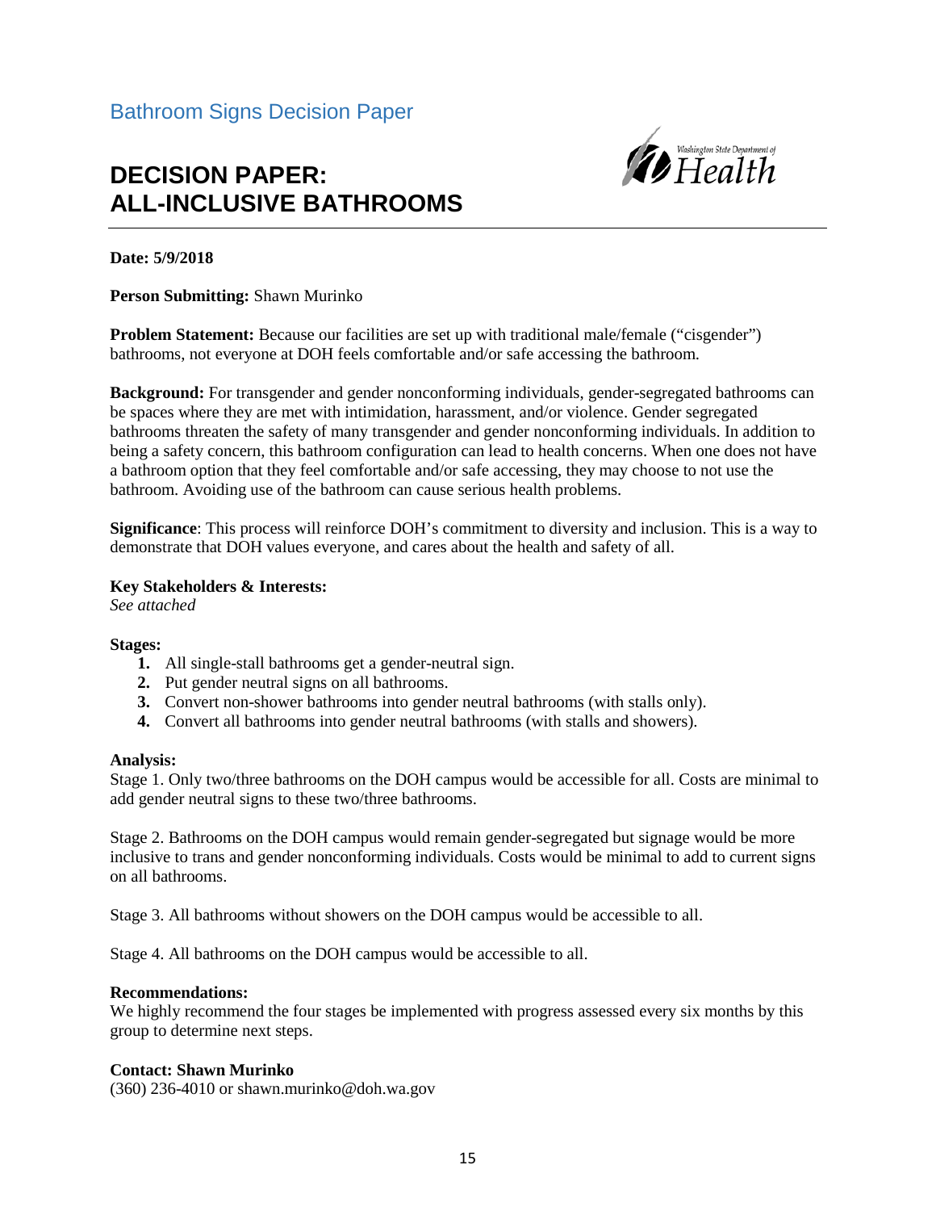## Bathroom Signs Decision Paper

# DECISION PAPER: ALL-INCLUSIVE BATHROOMS

**Date: 5/9/2018**

**Person Submitting:** Shawn Murinko

**Problem Statement:** Because our facilities are set up with traditional male/female ("cisgender") bathrooms, not everyone at DOH feels comfortable and/or safe accessing the bathroom.

**Background:** For transgender and gender nonconforming individuals, gender-segregated bathrooms can be spaces where they are met with intimidation, harassment, and/or violence. Gender segregated bathrooms threaten the safety of many transgender and gender nonconforming individuals. In addition to being a safety concern, this bathroom configuration can lead to health concerns. When one does not have a bathroom option that they feel comfortable and/or safe accessing, they may choose to not use the bathroom. Avoiding use of the bathroom can cause serious health problems.

**Significance**: This process will reinforce DOH's commitment to diversity and inclusion. This is a way to demonstrate that DOH values everyone, and cares about the health and safety of all.

**Key Stakeholders & Interests:**
*See attached*

**Stages:**

1. All single-stall bathrooms get a gender-neutral sign.
2. Put gender neutral signs on all bathrooms.
3. Convert non-shower bathrooms into gender neutral bathrooms (with stalls only).
4. Convert all bathrooms into gender neutral bathrooms (with stalls and showers).

**Analysis:**
Stage 1. Only two/three bathrooms on the DOH campus would be accessible for all. Costs are minimal to add gender neutral signs to these two/three bathrooms.

Stage 2. Bathrooms on the DOH campus would remain gender-segregated but signage would be more inclusive to trans and gender nonconforming individuals. Costs would be minimal to add to current signs on all bathrooms.

Stage 3. All bathrooms without showers on the DOH campus would be accessible to all.

Stage 4. All bathrooms on the DOH campus would be accessible to all.

**Recommendations:**
We highly recommend the four stages be implemented with progress assessed every six months by this group to determine next steps.

**Contact: Shawn Murinko**
(360) 236-4010 or shawn.murinko@doh.wa.gov